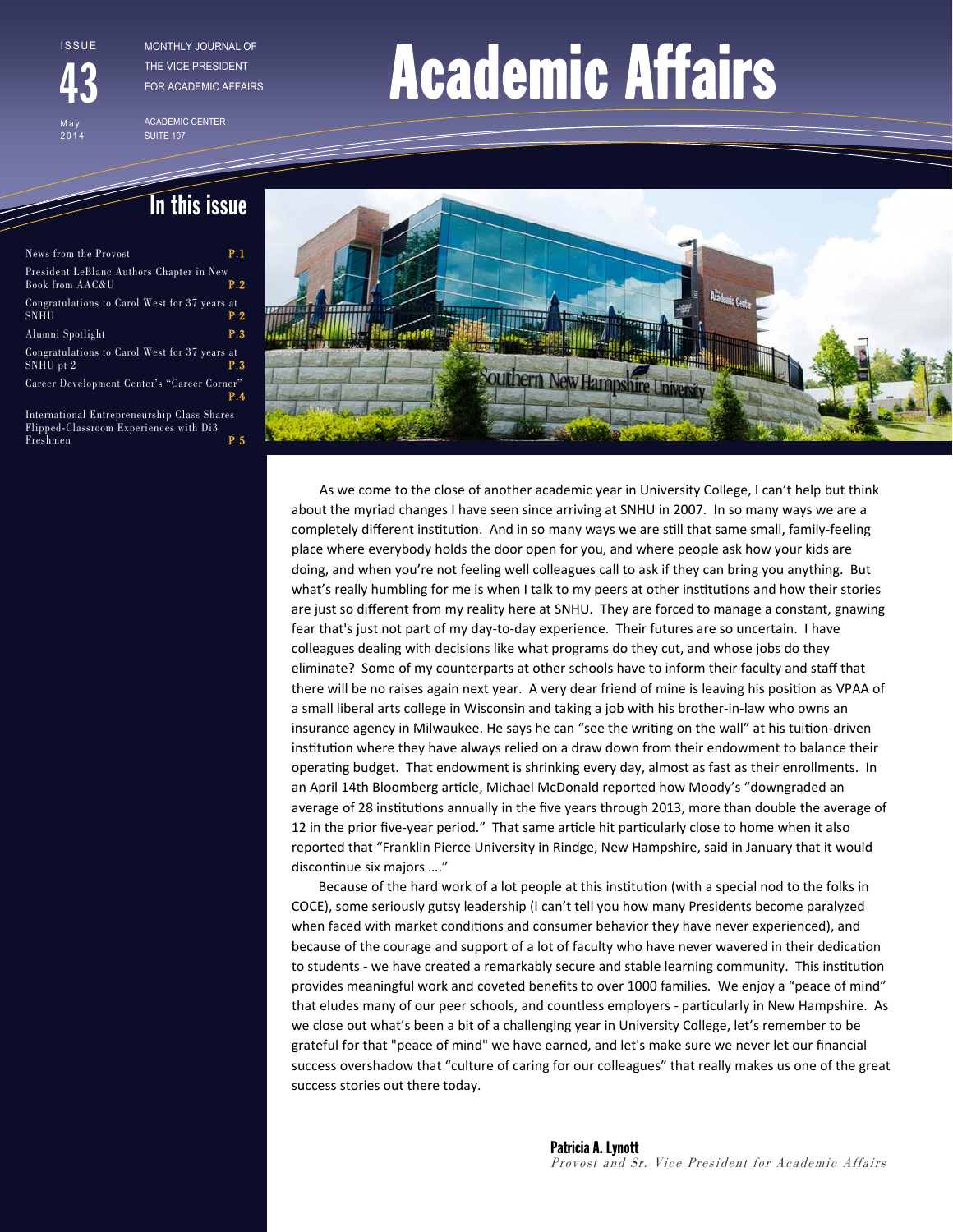ISSUE

43

May 2014

MONTHLY JOURNAL OF THE VICE PRESIDENT FOR ACADEMIC AFFAIRS

ACADEMIC CENTER SUITE 107

# Academic Affairs

## In this issue

- News from the Provost P.1
- President LeBlanc Authors Chapter in New Book from AAC&U P.2
- Congratulations to Carol West for 37 years at SNHU P.2
- Alumni Spotlight P.3
- Congratulations to Carol West for 37 years at SNHU pt 2 P.3
- Career Development Center's "Career Corner" P.4
- International Entrepreneurship Class Shares Flipped-Classroom Experiences with Di3 Freshmen P.5

As we come to the close of another academic year in University College, I can't help but think about the myriad changes I have seen since arriving at SNHU in 2007. In so many ways we are a completely different institution. And in so many ways we are still that same small, family-feeling place where everybody holds the door open for you, and where people ask how your kids are doing, and when you're not feeling well colleagues call to ask if they can bring you anything. But what's really humbling for me is when I talk to my peers at other institutions and how their stories are just so different from my reality here at SNHU. They are forced to manage a constant, gnawing fear that's just not part of my day-to-day experience. Their futures are so uncertain. I have colleagues dealing with decisions like what programs do they cut, and whose jobs do they eliminate? Some of my counterparts at other schools have to inform their faculty and staff that there will be no raises again next year. A very dear friend of mine is leaving his position as VPAA of a small liberal arts college in Wisconsin and taking a job with his brother-in-law who owns an insurance agency in Milwaukee. He says he can "see the writing on the wall" at his tuition-driven institution where they have always relied on a draw down from their endowment to balance their operating budget. That endowment is shrinking every day, almost as fast as their enrollments. In an April 14th Bloomberg article, Michael McDonald reported how Moody's "downgraded an average of 28 institutions annually in the five years through 2013, more than double the average of 12 in the prior five-year period." That same article hit particularly close to home when it also reported that "Franklin Pierce University in Rindge, New Hampshire, said in January that it would discontinue six majors …."

Because of the hard work of a lot people at this institution (with a special nod to the folks in COCE), some seriously gutsy leadership (I can't tell you how many Presidents become paralyzed when faced with market conditions and consumer behavior they have never experienced), and because of the courage and support of a lot of faculty who have never wavered in their dedication to students - we have created a remarkably secure and stable learning community. This institution provides meaningful work and coveted benefits to over 1000 families. We enjoy a "peace of mind" that eludes many of our peer schools, and countless employers - particularly in New Hampshire. As we close out what's been a bit of a challenging year in University College, let's remember to be grateful for that "peace of mind" we have earned, and let's make sure we never let our financial success overshadow that "culture of caring for our colleagues" that really makes us one of the great success stories out there today.

**Patricia A. Lynott**
*Provost and Sr. Vice President for Academic Affairs*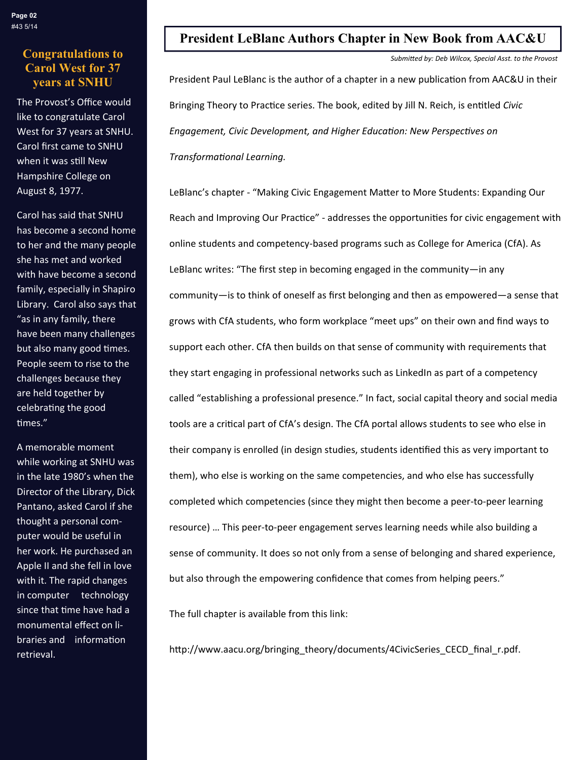## Congratulations to Carol West for 37 years at SNHU

The Provost's Office would like to congratulate Carol West for 37 years at SNHU. Carol first came to SNHU when it was still New Hampshire College on August 8, 1977.

Carol has said that SNHU has become a second home to her and the many people she has met and worked with have become a second family, especially in Shapiro Library. Carol also says that "as in any family, there have been many challenges but also many good times. People seem to rise to the challenges because they are held together by celebrating the good times."

A memorable moment while working at SNHU was in the late 1980's when the Director of the Library, Dick Pantano, asked Carol if she thought a personal computer would be useful in her work. He purchased an Apple II and she fell in love with it. The rapid changes in computer technology since that time have had a monumental effect on libraries and information retrieval.

## President LeBlanc Authors Chapter in New Book from AAC&U

*Submitted by: Deb Wilcox, Special Asst. to the Provost*

President Paul LeBlanc is the author of a chapter in a new publication from AAC&U in their Bringing Theory to Practice series. The book, edited by Jill N. Reich, is entitled *Civic Engagement, Civic Development, and Higher Education: New Perspectives on Transformational Learning.*

LeBlanc's chapter - "Making Civic Engagement Matter to More Students: Expanding Our Reach and Improving Our Practice" - addresses the opportunities for civic engagement with online students and competency-based programs such as College for America (CfA). As LeBlanc writes: "The first step in becoming engaged in the community—in any community—is to think of oneself as first belonging and then as empowered—a sense that grows with CfA students, who form workplace "meet ups" on their own and find ways to support each other. CfA then builds on that sense of community with requirements that they start engaging in professional networks such as LinkedIn as part of a competency called "establishing a professional presence." In fact, social capital theory and social media tools are a critical part of CfA's design. The CfA portal allows students to see who else in their company is enrolled (in design studies, students identified this as very important to them), who else is working on the same competencies, and who else has successfully completed which competencies (since they might then become a peer-to-peer learning resource) … This peer-to-peer engagement serves learning needs while also building a sense of community. It does so not only from a sense of belonging and shared experience, but also through the empowering confidence that comes from helping peers."

The full chapter is available from this link:

http://www.aacu.org/bringing_theory/documents/4CivicSeries_CECD_final_r.pdf.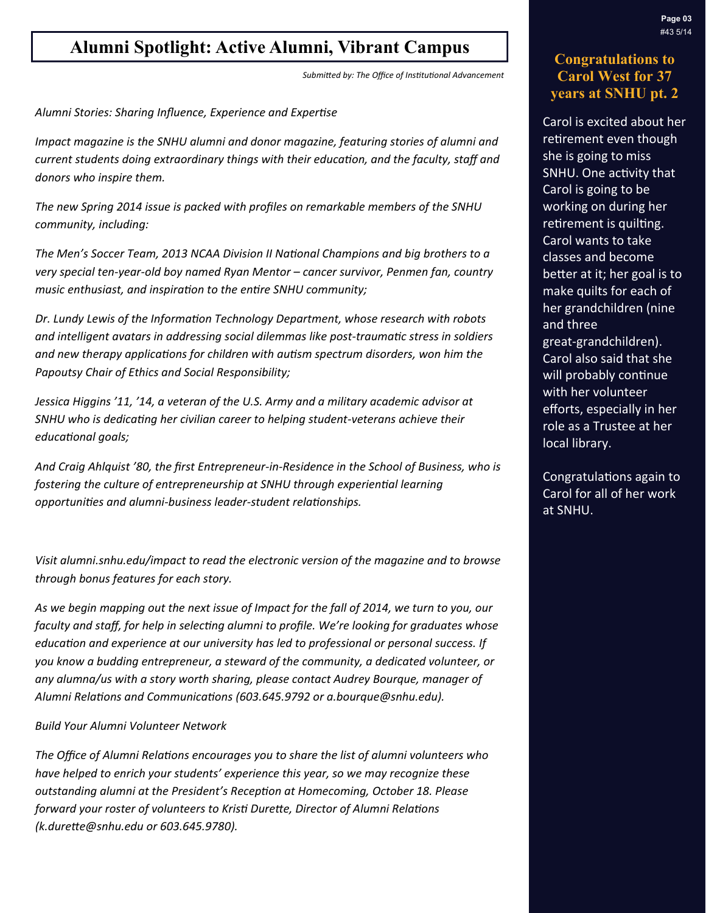# Alumni Spotlight: Active Alumni, Vibrant Campus

*Submitted by: The Office of Institutional Advancement*

*Alumni Stories: Sharing Influence, Experience and Expertise*

*Impact magazine is the SNHU alumni and donor magazine, featuring stories of alumni and current students doing extraordinary things with their education, and the faculty, staff and donors who inspire them.*

*The new Spring 2014 issue is packed with profiles on remarkable members of the SNHU community, including:*

*The Men's Soccer Team, 2013 NCAA Division II National Champions and big brothers to a very special ten-year-old boy named Ryan Mentor – cancer survivor, Penmen fan, country music enthusiast, and inspiration to the entire SNHU community;*

*Dr. Lundy Lewis of the Information Technology Department, whose research with robots and intelligent avatars in addressing social dilemmas like post-traumatic stress in soldiers and new therapy applications for children with autism spectrum disorders, won him the Papoutsy Chair of Ethics and Social Responsibility;*

*Jessica Higgins '11, '14, a veteran of the U.S. Army and a military academic advisor at SNHU who is dedicating her civilian career to helping student-veterans achieve their educational goals;*

*And Craig Ahlquist '80, the first Entrepreneur-in-Residence in the School of Business, who is fostering the culture of entrepreneurship at SNHU through experiential learning opportunities and alumni-business leader-student relationships.*

*Visit alumni.snhu.edu/impact to read the electronic version of the magazine and to browse through bonus features for each story.*

*As we begin mapping out the next issue of Impact for the fall of 2014, we turn to you, our faculty and staff, for help in selecting alumni to profile. We're looking for graduates whose education and experience at our university has led to professional or personal success. If you know a budding entrepreneur, a steward of the community, a dedicated volunteer, or any alumna/us with a story worth sharing, please contact Audrey Bourque, manager of Alumni Relations and Communications (603.645.9792 or a.bourque@snhu.edu).*

*Build Your Alumni Volunteer Network*

*The Office of Alumni Relations encourages you to share the list of alumni volunteers who have helped to enrich your students' experience this year, so we may recognize these outstanding alumni at the President's Reception at Homecoming, October 18. Please forward your roster of volunteers to Kristi Durette, Director of Alumni Relations (k.durette@snhu.edu or 603.645.9780).*

## Congratulations to Carol West for 37 years at SNHU pt. 2

Carol is excited about her retirement even though she is going to miss SNHU. One activity that Carol is going to be working on during her retirement is quilting. Carol wants to take classes and become better at it; her goal is to make quilts for each of her grandchildren (nine and three great-grandchildren). Carol also said that she will probably continue with her volunteer efforts, especially in her role as a Trustee at her local library.

Congratulations again to Carol for all of her work at SNHU.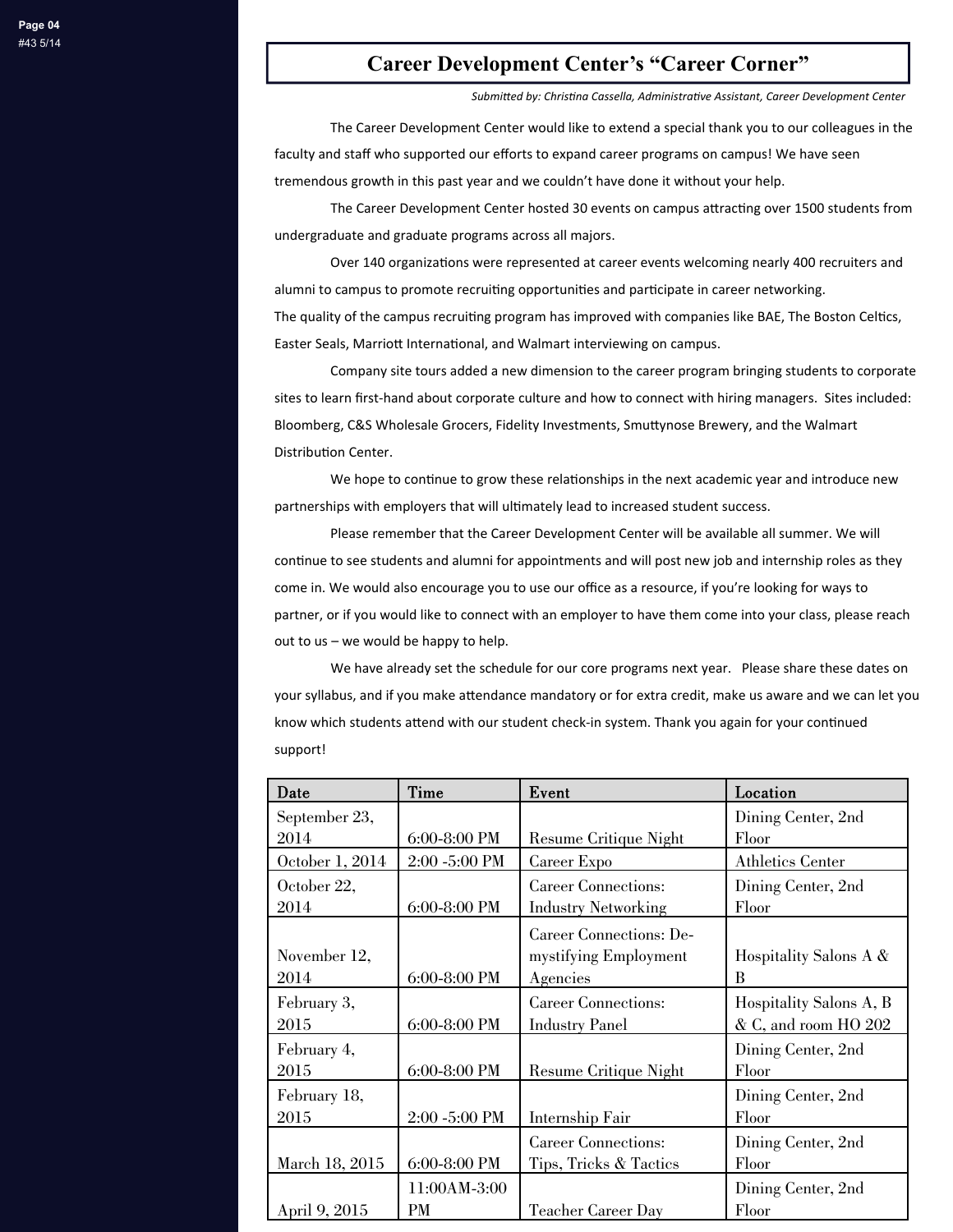# Career Development Center's "Career Corner"

*Submitted by: Christina Cassella, Administrative Assistant, Career Development Center*

The Career Development Center would like to extend a special thank you to our colleagues in the faculty and staff who supported our efforts to expand career programs on campus! We have seen tremendous growth in this past year and we couldn't have done it without your help.

The Career Development Center hosted 30 events on campus attracting over 1500 students from undergraduate and graduate programs across all majors.

Over 140 organizations were represented at career events welcoming nearly 400 recruiters and alumni to campus to promote recruiting opportunities and participate in career networking.
The quality of the campus recruiting program has improved with companies like BAE, The Boston Celtics, Easter Seals, Marriott International, and Walmart interviewing on campus.

Company site tours added a new dimension to the career program bringing students to corporate sites to learn first-hand about corporate culture and how to connect with hiring managers. Sites included: Bloomberg, C&S Wholesale Grocers, Fidelity Investments, Smuttynose Brewery, and the Walmart Distribution Center.

We hope to continue to grow these relationships in the next academic year and introduce new partnerships with employers that will ultimately lead to increased student success.

Please remember that the Career Development Center will be available all summer. We will continue to see students and alumni for appointments and will post new job and internship roles as they come in. We would also encourage you to use our office as a resource, if you're looking for ways to partner, or if you would like to connect with an employer to have them come into your class, please reach out to us – we would be happy to help.

We have already set the schedule for our core programs next year. Please share these dates on your syllabus, and if you make attendance mandatory or for extra credit, make us aware and we can let you know which students attend with our student check-in system. Thank you again for your continued support!

| Date | Time | Event | Location |
|---|---|---|---|
| September 23, 2014 | 6:00-8:00 PM | Resume Critique Night | Dining Center, 2nd Floor |
| October 1, 2014 | 2:00 -5:00 PM | Career Expo | Athletics Center |
| October 22, 2014 | 6:00-8:00 PM | Career Connections: Industry Networking | Dining Center, 2nd Floor |
| November 12, 2014 | 6:00-8:00 PM | Career Connections: De-mystifying Employment Agencies | Hospitality Salons A & B |
| February 3, 2015 | 6:00-8:00 PM | Career Connections: Industry Panel | Hospitality Salons A, B & C, and room HO 202 |
| February 4, 2015 | 6:00-8:00 PM | Resume Critique Night | Dining Center, 2nd Floor |
| February 18, 2015 | 2:00 -5:00 PM | Internship Fair | Dining Center, 2nd Floor |
| March 18, 2015 | 6:00-8:00 PM | Career Connections: Tips, Tricks & Tactics | Dining Center, 2nd Floor |
| April 9, 2015 | 11:00AM-3:00 PM | Teacher Career Day | Dining Center, 2nd Floor |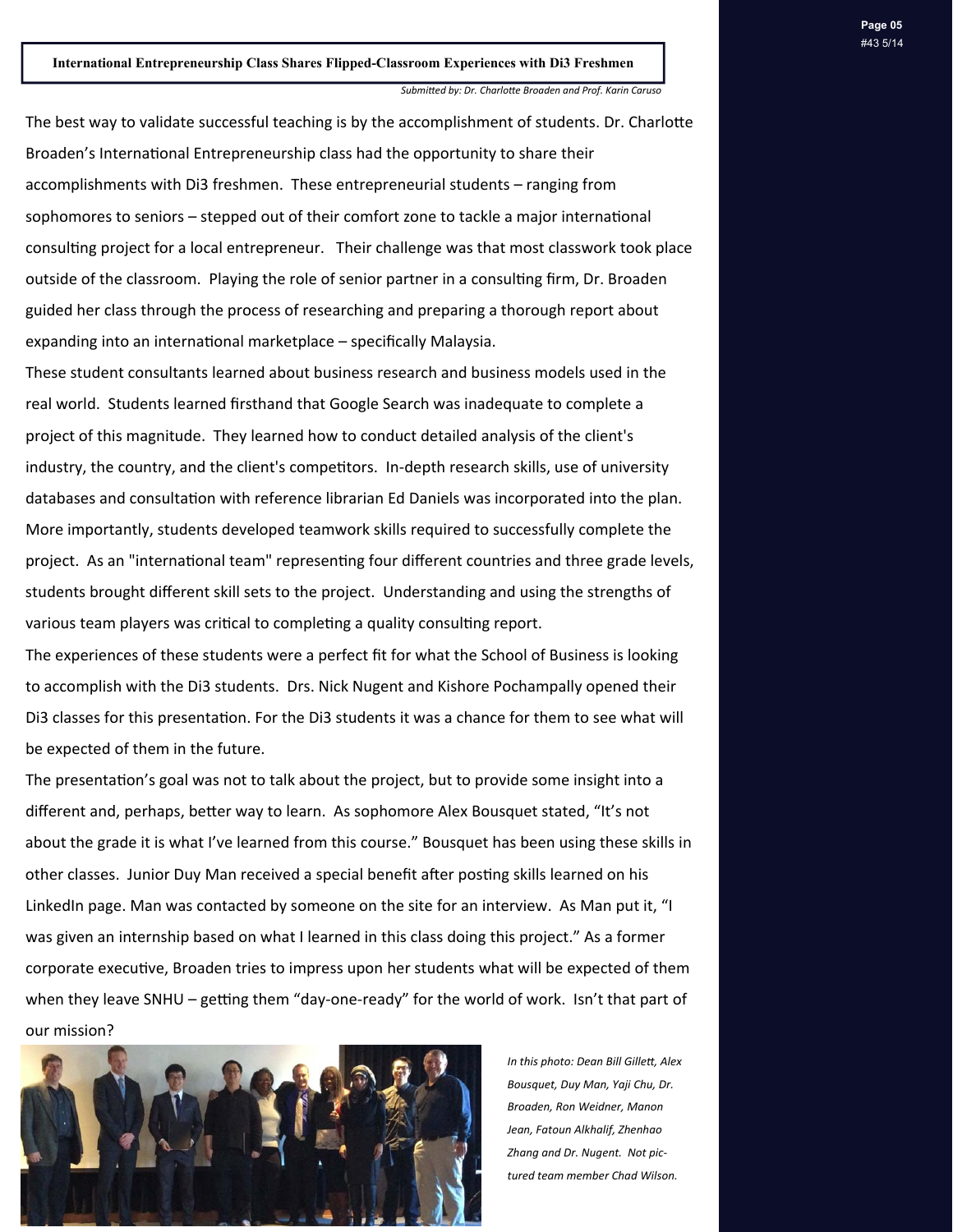## International Entrepreneurship Class Shares Flipped-Classroom Experiences with Di3 Freshmen

*Submitted by: Dr. Charlotte Broaden and Prof. Karin Caruso*

The best way to validate successful teaching is by the accomplishment of students. Dr. Charlotte Broaden's International Entrepreneurship class had the opportunity to share their accomplishments with Di3 freshmen. These entrepreneurial students – ranging from sophomores to seniors – stepped out of their comfort zone to tackle a major international consulting project for a local entrepreneur. Their challenge was that most classwork took place outside of the classroom. Playing the role of senior partner in a consulting firm, Dr. Broaden guided her class through the process of researching and preparing a thorough report about expanding into an international marketplace – specifically Malaysia.

These student consultants learned about business research and business models used in the real world. Students learned firsthand that Google Search was inadequate to complete a project of this magnitude. They learned how to conduct detailed analysis of the client's industry, the country, and the client's competitors. In-depth research skills, use of university databases and consultation with reference librarian Ed Daniels was incorporated into the plan. More importantly, students developed teamwork skills required to successfully complete the project. As an "international team" representing four different countries and three grade levels, students brought different skill sets to the project. Understanding and using the strengths of various team players was critical to completing a quality consulting report.

The experiences of these students were a perfect fit for what the School of Business is looking to accomplish with the Di3 students. Drs. Nick Nugent and Kishore Pochampally opened their Di3 classes for this presentation. For the Di3 students it was a chance for them to see what will be expected of them in the future.

The presentation's goal was not to talk about the project, but to provide some insight into a different and, perhaps, better way to learn. As sophomore Alex Bousquet stated, "It's not about the grade it is what I've learned from this course." Bousquet has been using these skills in other classes. Junior Duy Man received a special benefit after posting skills learned on his LinkedIn page. Man was contacted by someone on the site for an interview. As Man put it, "I was given an internship based on what I learned in this class doing this project." As a former corporate executive, Broaden tries to impress upon her students what will be expected of them when they leave SNHU – getting them "day-one-ready" for the world of work. Isn't that part of our mission?

*In this photo: Dean Bill Gillett, Alex Bousquet, Duy Man, Yaji Chu, Dr. Broaden, Ron Weidner, Manon Jean, Fatoun Alkhalif, Zhenhao Zhang and Dr. Nugent. Not pictured team member Chad Wilson.*